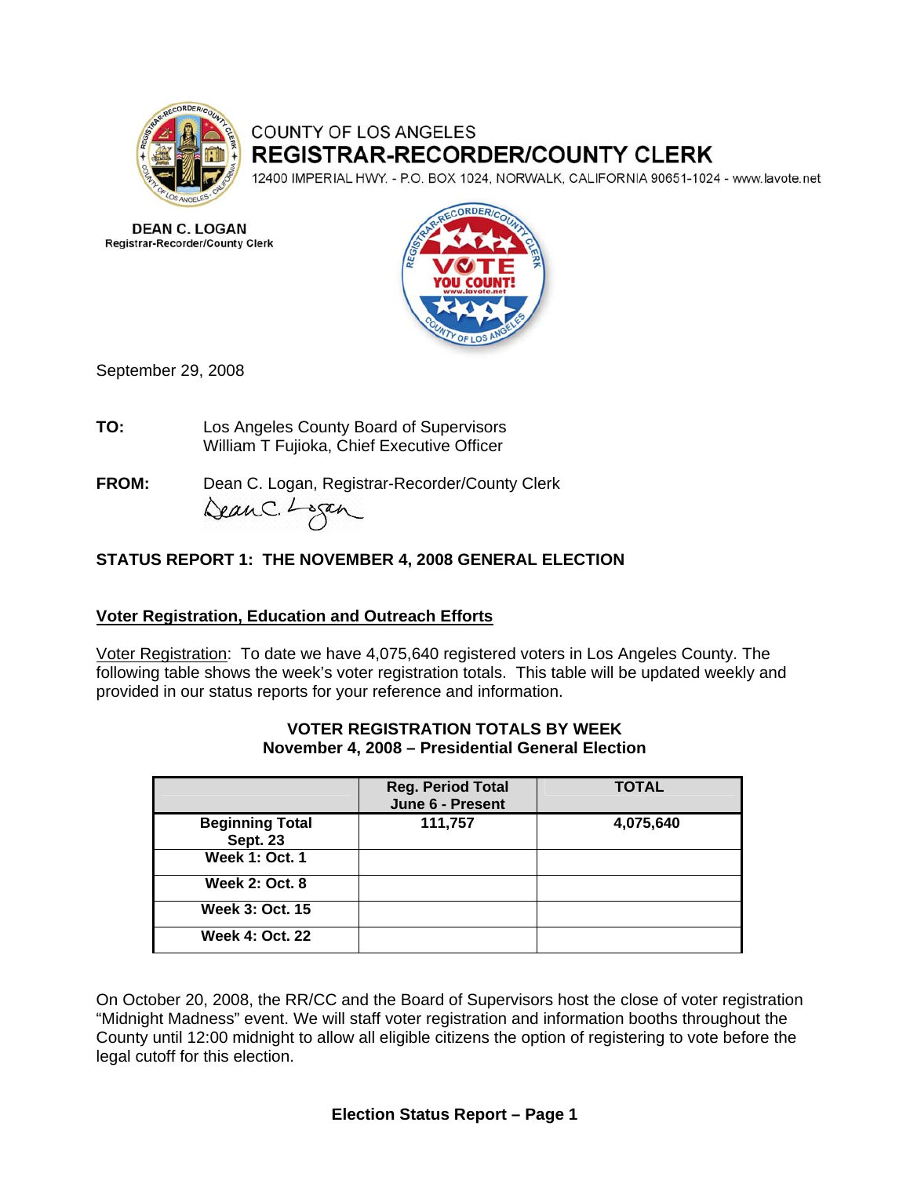COUNTY OF LOS ANGELES
**REGISTRAR-RECORDER/COUNTY CLERK**
12400 IMPERIAL HWY. - P.O. BOX 1024, NORWALK, CALIFORNIA 90651-1024 - www.lavote.net

**DEAN C. LOGAN**
**Registrar-Recorder/County Clerk**

September 29, 2008

**TO:** Los Angeles County Board of Supervisors
William T Fujioka, Chief Executive Officer

**FROM:** Dean C. Logan, Registrar-Recorder/County Clerk

**STATUS REPORT 1: THE NOVEMBER 4, 2008 GENERAL ELECTION**

**Voter Registration, Education and Outreach Efforts**

Voter Registration: To date we have 4,075,640 registered voters in Los Angeles County. The following table shows the week's voter registration totals. This table will be updated weekly and provided in our status reports for your reference and information.

**VOTER REGISTRATION TOTALS BY WEEK**
**November 4, 2008 – Presidential General Election**

| | Reg. Period Total June 6 - Present | TOTAL |
|---|---|---|
| **Beginning Total Sept. 23** | **111,757** | **4,075,640** |
| **Week 1: Oct. 1** | | |
| **Week 2: Oct. 8** | | |
| **Week 3: Oct. 15** | | |
| **Week 4: Oct. 22** | | |

On October 20, 2008, the RR/CC and the Board of Supervisors host the close of voter registration "Midnight Madness" event. We will staff voter registration and information booths throughout the County until 12:00 midnight to allow all eligible citizens the option of registering to vote before the legal cutoff for this election.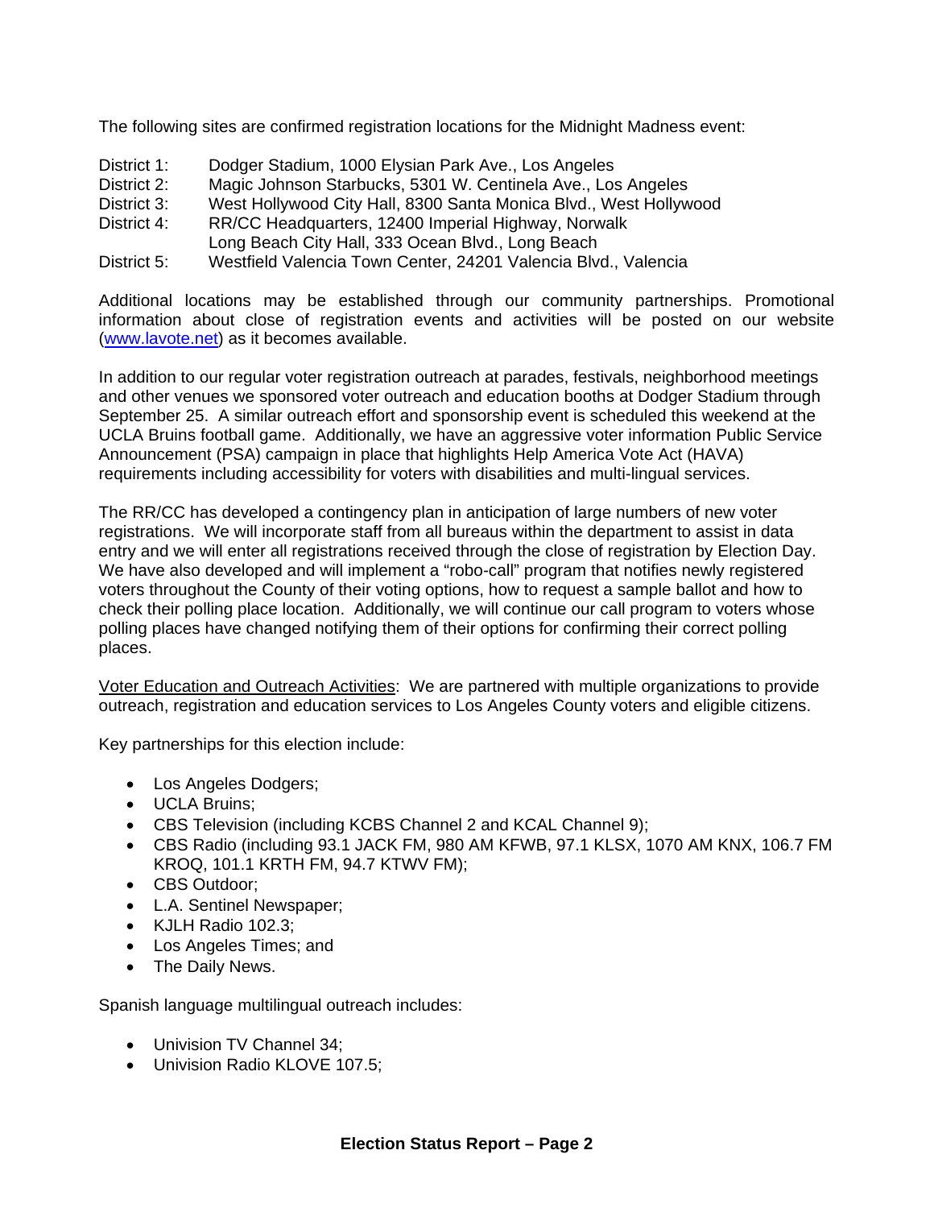The following sites are confirmed registration locations for the Midnight Madness event:

District 1: Dodger Stadium, 1000 Elysian Park Ave., Los Angeles
District 2: Magic Johnson Starbucks, 5301 W. Centinela Ave., Los Angeles
District 3: West Hollywood City Hall, 8300 Santa Monica Blvd., West Hollywood
District 4: RR/CC Headquarters, 12400 Imperial Highway, Norwalk
Long Beach City Hall, 333 Ocean Blvd., Long Beach
District 5: Westfield Valencia Town Center, 24201 Valencia Blvd., Valencia

Additional locations may be established through our community partnerships. Promotional information about close of registration events and activities will be posted on our website ([www.lavote.net](http://www.lavote.net)) as it becomes available.

In addition to our regular voter registration outreach at parades, festivals, neighborhood meetings and other venues we sponsored voter outreach and education booths at Dodger Stadium through September 25. A similar outreach effort and sponsorship event is scheduled this weekend at the UCLA Bruins football game. Additionally, we have an aggressive voter information Public Service Announcement (PSA) campaign in place that highlights Help America Vote Act (HAVA) requirements including accessibility for voters with disabilities and multi-lingual services.

The RR/CC has developed a contingency plan in anticipation of large numbers of new voter registrations. We will incorporate staff from all bureaus within the department to assist in data entry and we will enter all registrations received through the close of registration by Election Day. We have also developed and will implement a "robo-call" program that notifies newly registered voters throughout the County of their voting options, how to request a sample ballot and how to check their polling place location. Additionally, we will continue our call program to voters whose polling places have changed notifying them of their options for confirming their correct polling places.

Voter Education and Outreach Activities: We are partnered with multiple organizations to provide outreach, registration and education services to Los Angeles County voters and eligible citizens.

Key partnerships for this election include:

- Los Angeles Dodgers;
- UCLA Bruins;
- CBS Television (including KCBS Channel 2 and KCAL Channel 9);
- CBS Radio (including 93.1 JACK FM, 980 AM KFWB, 97.1 KLSX, 1070 AM KNX, 106.7 FM KROQ, 101.1 KRTH FM, 94.7 KTWV FM);
- CBS Outdoor;
- L.A. Sentinel Newspaper;
- KJLH Radio 102.3;
- Los Angeles Times; and
- The Daily News.

Spanish language multilingual outreach includes:

- Univision TV Channel 34;
- Univision Radio KLOVE 107.5;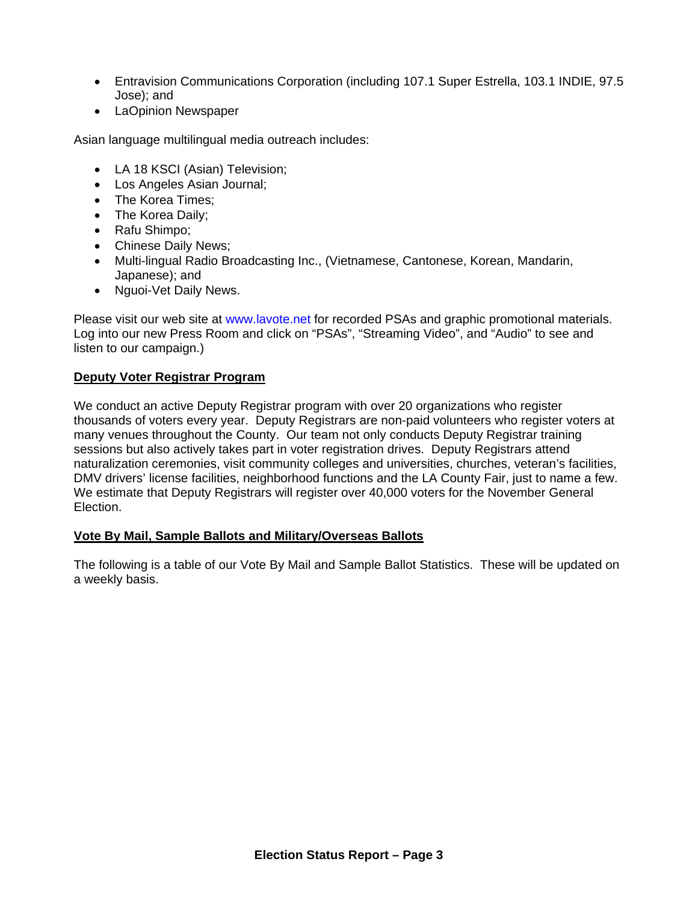- Entravision Communications Corporation (including 107.1 Super Estrella, 103.1 INDIE, 97.5 Jose); and
- LaOpinion Newspaper

Asian language multilingual media outreach includes:

- LA 18 KSCI (Asian) Television;
- Los Angeles Asian Journal;
- The Korea Times;
- The Korea Daily;
- Rafu Shimpo;
- Chinese Daily News;
- Multi-lingual Radio Broadcasting Inc., (Vietnamese, Cantonese, Korean, Mandarin, Japanese); and
- Nguoi-Vet Daily News.

Please visit our web site at www.lavote.net for recorded PSAs and graphic promotional materials. Log into our new Press Room and click on "PSAs", "Streaming Video", and "Audio" to see and listen to our campaign.)

## Deputy Voter Registrar Program

We conduct an active Deputy Registrar program with over 20 organizations who register thousands of voters every year. Deputy Registrars are non-paid volunteers who register voters at many venues throughout the County. Our team not only conducts Deputy Registrar training sessions but also actively takes part in voter registration drives. Deputy Registrars attend naturalization ceremonies, visit community colleges and universities, churches, veteran's facilities, DMV drivers' license facilities, neighborhood functions and the LA County Fair, just to name a few. We estimate that Deputy Registrars will register over 40,000 voters for the November General Election.

## Vote By Mail, Sample Ballots and Military/Overseas Ballots

The following is a table of our Vote By Mail and Sample Ballot Statistics. These will be updated on a weekly basis.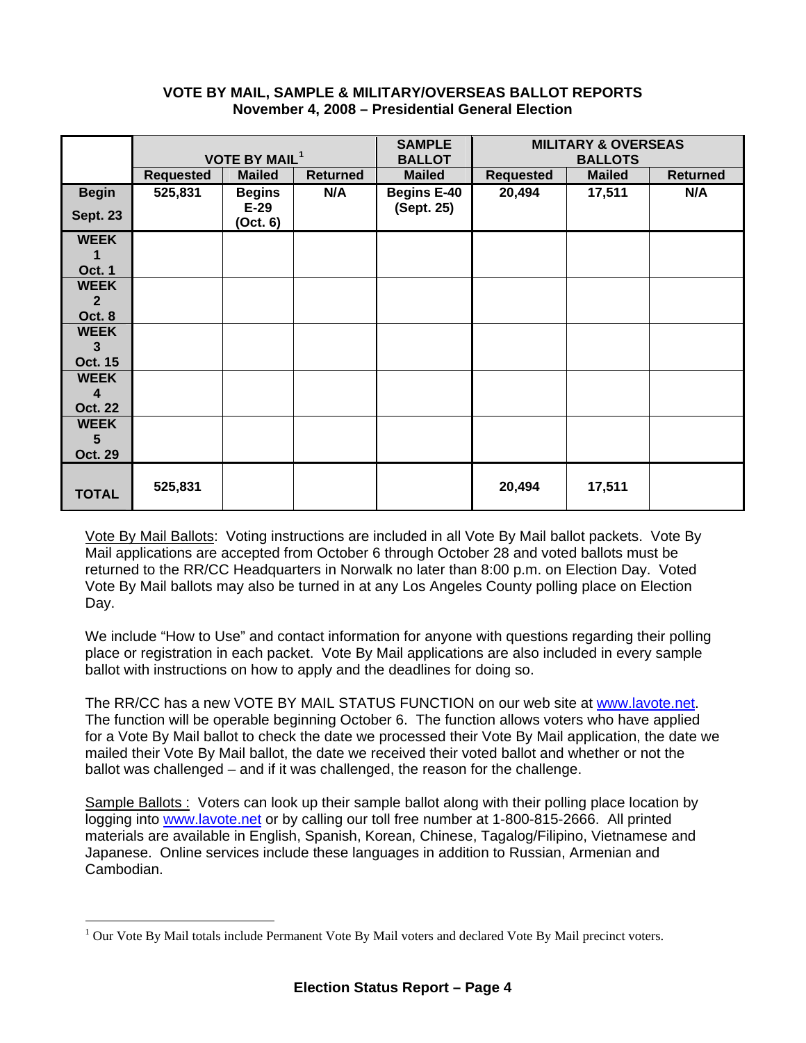## VOTE BY MAIL, SAMPLE & MILITARY/OVERSEAS BALLOT REPORTS
## November 4, 2008 – Presidential General Election

| | VOTE BY MAIL[1] | | | SAMPLE BALLOT | MILITARY & OVERSEAS BALLOTS | | |
|---|---|---|---|---|---|---|---|
| | **Requested** | **Mailed** | **Returned** | **Mailed** | **Requested** | **Mailed** | **Returned** |
| **Begin Sept. 23** | 525,831 | Begins E-29 (Oct. 6) | N/A | Begins E-40 (Sept. 25) | 20,494 | 17,511 | N/A |
| **WEEK 1 Oct. 1** | | | | | | | |
| **WEEK 2 Oct. 8** | | | | | | | |
| **WEEK 3 Oct. 15** | | | | | | | |
| **WEEK 4 Oct. 22** | | | | | | | |
| **WEEK 5 Oct. 29** | | | | | | | |
| **TOTAL** | 525,831 | | | | 20,494 | 17,511 | |

Vote By Mail Ballots: Voting instructions are included in all Vote By Mail ballot packets. Vote By Mail applications are accepted from October 6 through October 28 and voted ballots must be returned to the RR/CC Headquarters in Norwalk no later than 8:00 p.m. on Election Day. Voted Vote By Mail ballots may also be turned in at any Los Angeles County polling place on Election Day.

We include "How to Use" and contact information for anyone with questions regarding their polling place or registration in each packet. Vote By Mail applications are also included in every sample ballot with instructions on how to apply and the deadlines for doing so.

The RR/CC has a new VOTE BY MAIL STATUS FUNCTION on our web site at www.lavote.net. The function will be operable beginning October 6. The function allows voters who have applied for a Vote By Mail ballot to check the date we processed their Vote By Mail application, the date we mailed their Vote By Mail ballot, the date we received their voted ballot and whether or not the ballot was challenged – and if it was challenged, the reason for the challenge.

Sample Ballots : Voters can look up their sample ballot along with their polling place location by logging into www.lavote.net or by calling our toll free number at 1-800-815-2666. All printed materials are available in English, Spanish, Korean, Chinese, Tagalog/Filipino, Vietnamese and Japanese. Online services include these languages in addition to Russian, Armenian and Cambodian.

[1] Our Vote By Mail totals include Permanent Vote By Mail voters and declared Vote By Mail precinct voters.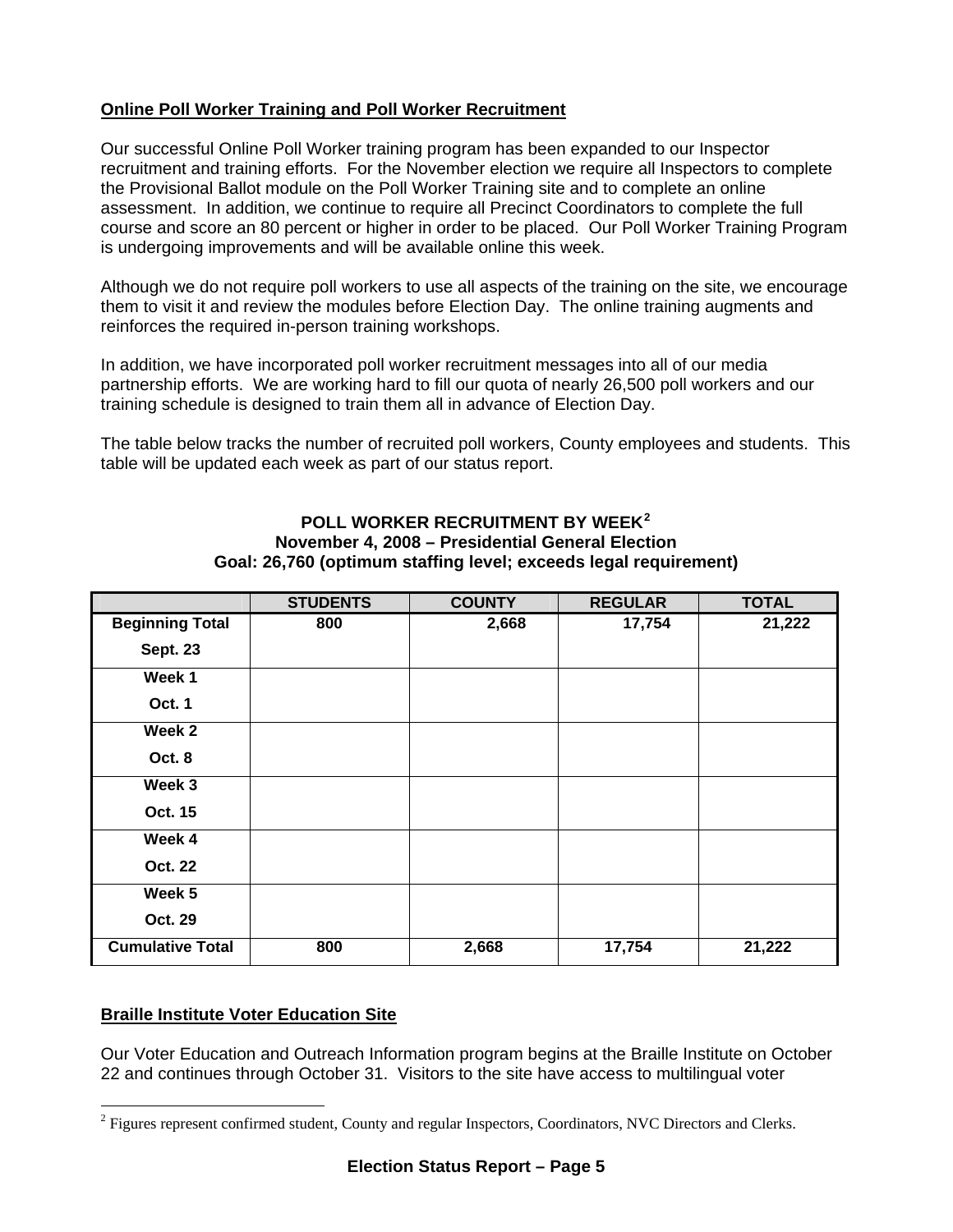## Online Poll Worker Training and Poll Worker Recruitment

Our successful Online Poll Worker training program has been expanded to our Inspector recruitment and training efforts. For the November election we require all Inspectors to complete the Provisional Ballot module on the Poll Worker Training site and to complete an online assessment. In addition, we continue to require all Precinct Coordinators to complete the full course and score an 80 percent or higher in order to be placed. Our Poll Worker Training Program is undergoing improvements and will be available online this week.

Although we do not require poll workers to use all aspects of the training on the site, we encourage them to visit it and review the modules before Election Day. The online training augments and reinforces the required in-person training workshops.

In addition, we have incorporated poll worker recruitment messages into all of our media partnership efforts. We are working hard to fill our quota of nearly 26,500 poll workers and our training schedule is designed to train them all in advance of Election Day.

The table below tracks the number of recruited poll workers, County employees and students. This table will be updated each week as part of our status report.

**POLL WORKER RECRUITMENT BY WEEK[2]**
**November 4, 2008 – Presidential General Election**
**Goal: 26,760 (optimum staffing level; exceeds legal requirement)**

| | STUDENTS | COUNTY | REGULAR | TOTAL |
|---|---|---|---|---|
| **Beginning Total Sept. 23** | 800 | 2,668 | 17,754 | 21,222 |
| **Week 1 Oct. 1** | | | | |
| **Week 2 Oct. 8** | | | | |
| **Week 3 Oct. 15** | | | | |
| **Week 4 Oct. 22** | | | | |
| **Week 5 Oct. 29** | | | | |
| **Cumulative Total** | 800 | 2,668 | 17,754 | 21,222 |

## Braille Institute Voter Education Site

Our Voter Education and Outreach Information program begins at the Braille Institute on October 22 and continues through October 31. Visitors to the site have access to multilingual voter

[2] Figures represent confirmed student, County and regular Inspectors, Coordinators, NVC Directors and Clerks.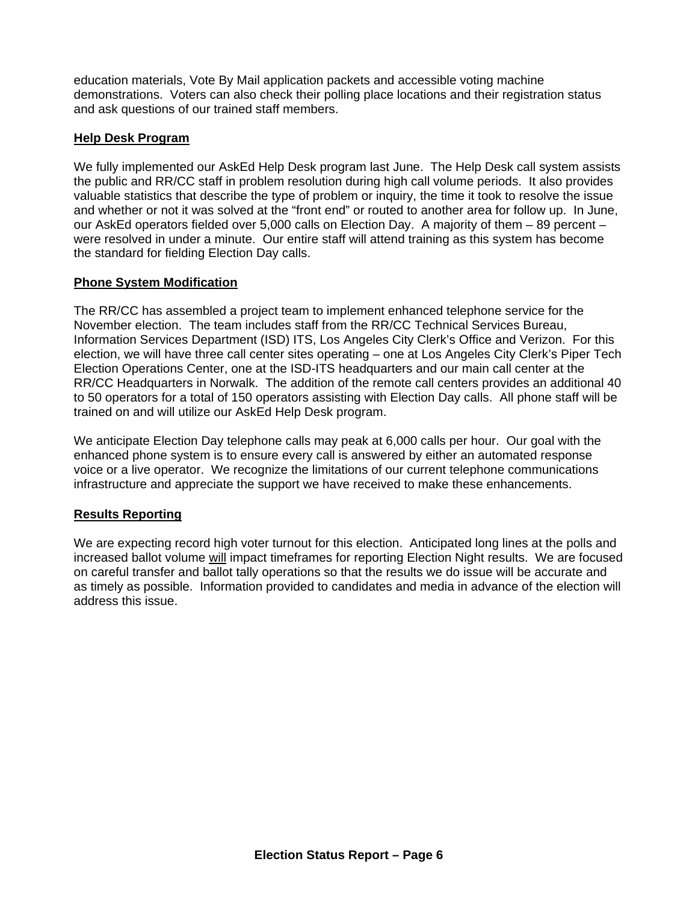education materials, Vote By Mail application packets and accessible voting machine demonstrations. Voters can also check their polling place locations and their registration status and ask questions of our trained staff members.

## Help Desk Program

We fully implemented our AskEd Help Desk program last June. The Help Desk call system assists the public and RR/CC staff in problem resolution during high call volume periods. It also provides valuable statistics that describe the type of problem or inquiry, the time it took to resolve the issue and whether or not it was solved at the "front end" or routed to another area for follow up. In June, our AskEd operators fielded over 5,000 calls on Election Day. A majority of them – 89 percent – were resolved in under a minute. Our entire staff will attend training as this system has become the standard for fielding Election Day calls.

## Phone System Modification

The RR/CC has assembled a project team to implement enhanced telephone service for the November election. The team includes staff from the RR/CC Technical Services Bureau, Information Services Department (ISD) ITS, Los Angeles City Clerk's Office and Verizon. For this election, we will have three call center sites operating – one at Los Angeles City Clerk's Piper Tech Election Operations Center, one at the ISD-ITS headquarters and our main call center at the RR/CC Headquarters in Norwalk. The addition of the remote call centers provides an additional 40 to 50 operators for a total of 150 operators assisting with Election Day calls. All phone staff will be trained on and will utilize our AskEd Help Desk program.

We anticipate Election Day telephone calls may peak at 6,000 calls per hour. Our goal with the enhanced phone system is to ensure every call is answered by either an automated response voice or a live operator. We recognize the limitations of our current telephone communications infrastructure and appreciate the support we have received to make these enhancements.

## Results Reporting

We are expecting record high voter turnout for this election. Anticipated long lines at the polls and increased ballot volume <u>will</u> impact timeframes for reporting Election Night results. We are focused on careful transfer and ballot tally operations so that the results we do issue will be accurate and as timely as possible. Information provided to candidates and media in advance of the election will address this issue.